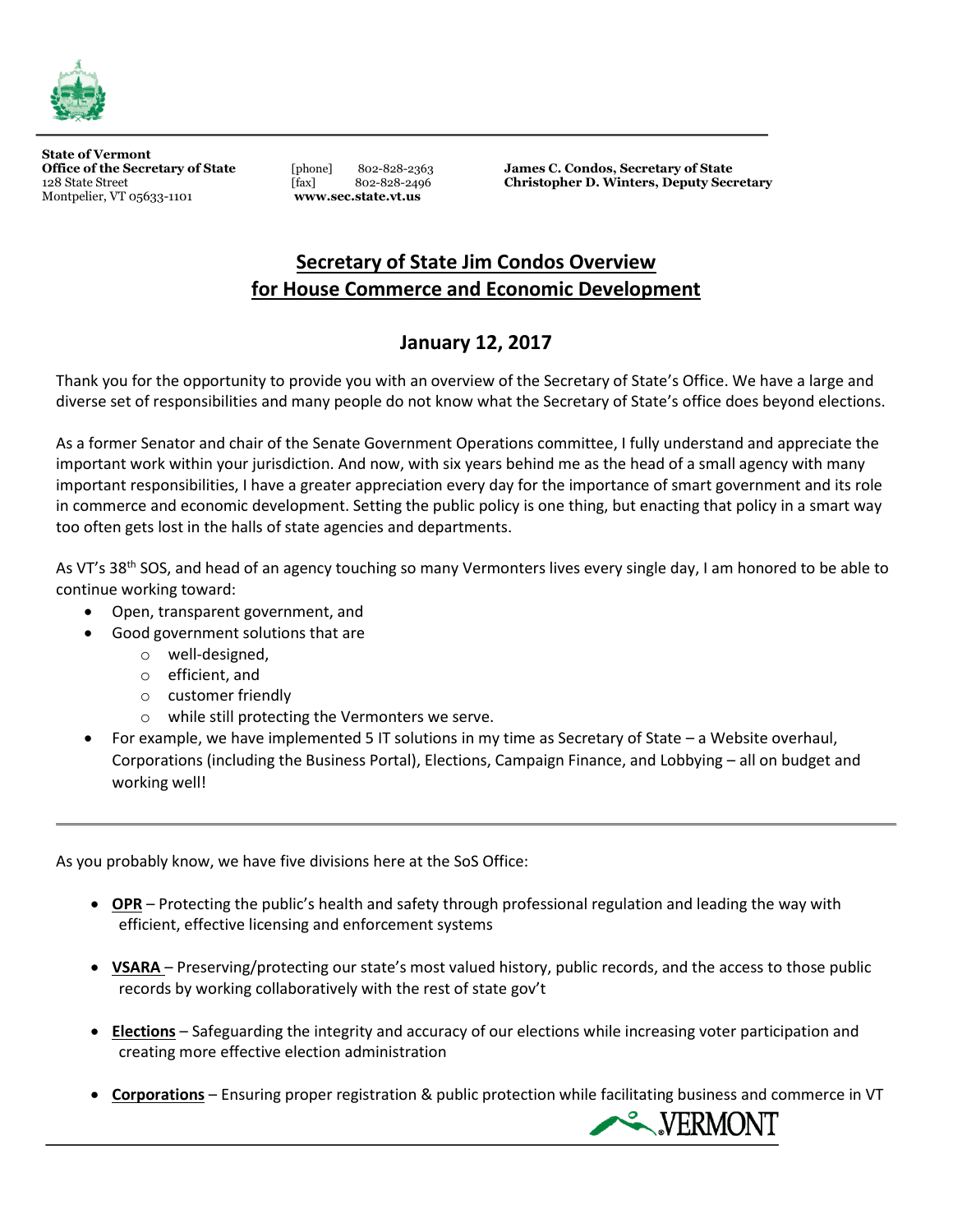**State of Vermont**
**Office of the Secretary of State**
128 State Street
Montpelier, VT 05633-1101

[phone] 802-828-2363
[fax] 802-828-2496
**www.sec.state.vt.us**

**James C. Condos, Secretary of State**
**Christopher D. Winters, Deputy Secretary**

---

# Secretary of State Jim Condos Overview for House Commerce and Economic Development

## January 12, 2017

Thank you for the opportunity to provide you with an overview of the Secretary of State's Office. We have a large and diverse set of responsibilities and many people do not know what the Secretary of State's office does beyond elections.

As a former Senator and chair of the Senate Government Operations committee, I fully understand and appreciate the important work within your jurisdiction. And now, with six years behind me as the head of a small agency with many important responsibilities, I have a greater appreciation every day for the importance of smart government and its role in commerce and economic development. Setting the public policy is one thing, but enacting that policy in a smart way too often gets lost in the halls of state agencies and departments.

As VT's 38th SOS, and head of an agency touching so many Vermonters lives every single day, I am honored to be able to continue working toward:

- Open, transparent government, and
- Good government solutions that are
  - well-designed,
  - efficient, and
  - customer friendly
  - while still protecting the Vermonters we serve.
- For example, we have implemented 5 IT solutions in my time as Secretary of State – a Website overhaul, Corporations (including the Business Portal), Elections, Campaign Finance, and Lobbying – all on budget and working well!

---

As you probably know, we have five divisions here at the SoS Office:

- **OPR** – Protecting the public's health and safety through professional regulation and leading the way with efficient, effective licensing and enforcement systems
- **VSARA** – Preserving/protecting our state's most valued history, public records, and the access to those public records by working collaboratively with the rest of state gov't
- **Elections** – Safeguarding the integrity and accuracy of our elections while increasing voter participation and creating more effective election administration
- **Corporations** – Ensuring proper registration & public protection while facilitating business and commerce in VT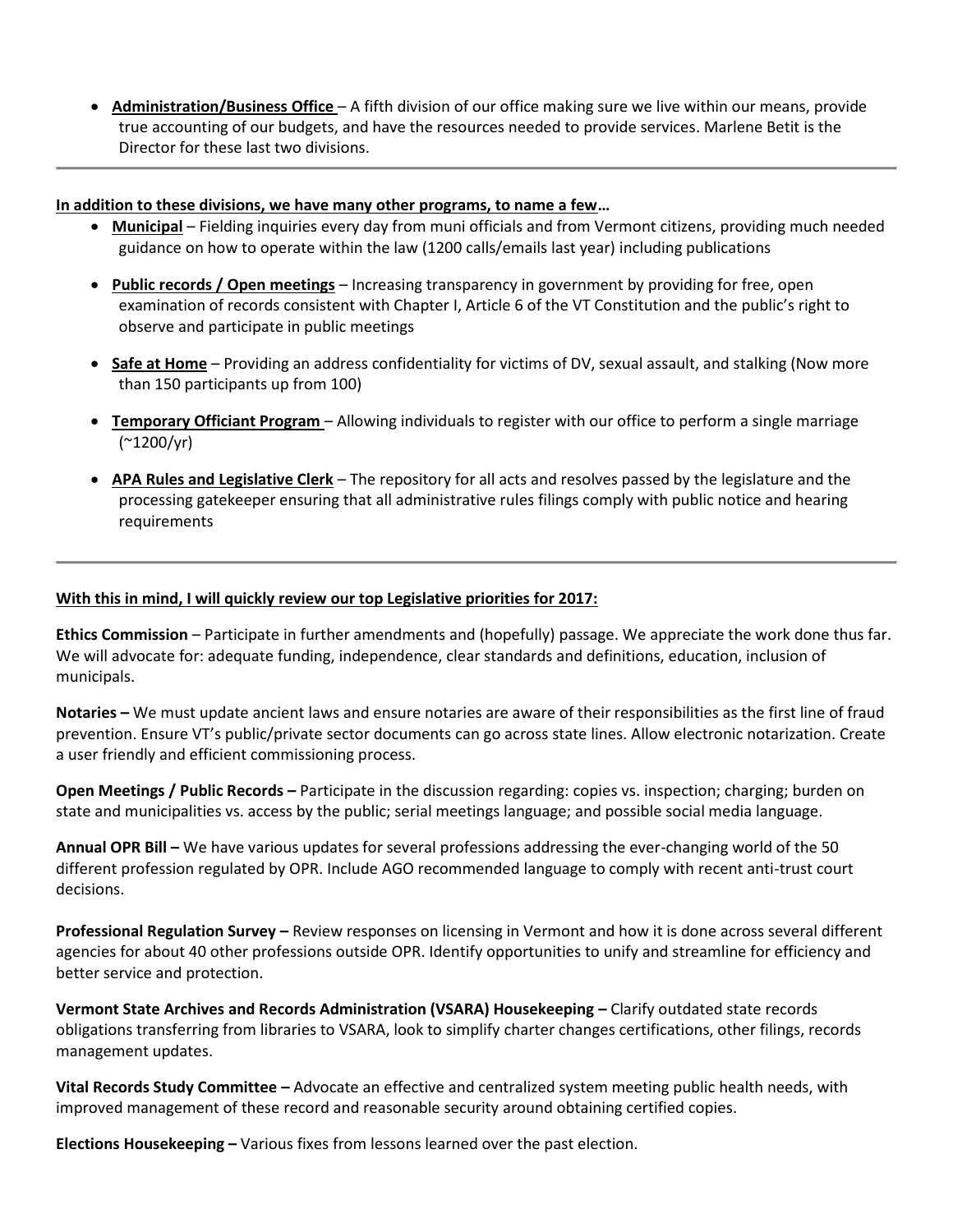- **Administration/Business Office** – A fifth division of our office making sure we live within our means, provide true accounting of our budgets, and have the resources needed to provide services. Marlene Betit is the Director for these last two divisions.

---

**In addition to these divisions, we have many other programs, to name a few…**

- **Municipal** – Fielding inquiries every day from muni officials and from Vermont citizens, providing much needed guidance on how to operate within the law (1200 calls/emails last year) including publications
- **Public records / Open meetings** – Increasing transparency in government by providing for free, open examination of records consistent with Chapter I, Article 6 of the VT Constitution and the public's right to observe and participate in public meetings
- **Safe at Home** – Providing an address confidentiality for victims of DV, sexual assault, and stalking (Now more than 150 participants up from 100)
- **Temporary Officiant Program** – Allowing individuals to register with our office to perform a single marriage (~1200/yr)
- **APA Rules and Legislative Clerk** – The repository for all acts and resolves passed by the legislature and the processing gatekeeper ensuring that all administrative rules filings comply with public notice and hearing requirements

---

**With this in mind, I will quickly review our top Legislative priorities for 2017:**

**Ethics Commission** – Participate in further amendments and (hopefully) passage. We appreciate the work done thus far. We will advocate for: adequate funding, independence, clear standards and definitions, education, inclusion of municipals.

**Notaries –** We must update ancient laws and ensure notaries are aware of their responsibilities as the first line of fraud prevention. Ensure VT's public/private sector documents can go across state lines. Allow electronic notarization. Create a user friendly and efficient commissioning process.

**Open Meetings / Public Records –** Participate in the discussion regarding: copies vs. inspection; charging; burden on state and municipalities vs. access by the public; serial meetings language; and possible social media language.

**Annual OPR Bill –** We have various updates for several professions addressing the ever-changing world of the 50 different profession regulated by OPR. Include AGO recommended language to comply with recent anti-trust court decisions.

**Professional Regulation Survey –** Review responses on licensing in Vermont and how it is done across several different agencies for about 40 other professions outside OPR. Identify opportunities to unify and streamline for efficiency and better service and protection.

**Vermont State Archives and Records Administration (VSARA) Housekeeping –** Clarify outdated state records obligations transferring from libraries to VSARA, look to simplify charter changes certifications, other filings, records management updates.

**Vital Records Study Committee –** Advocate an effective and centralized system meeting public health needs, with improved management of these record and reasonable security around obtaining certified copies.

**Elections Housekeeping –** Various fixes from lessons learned over the past election.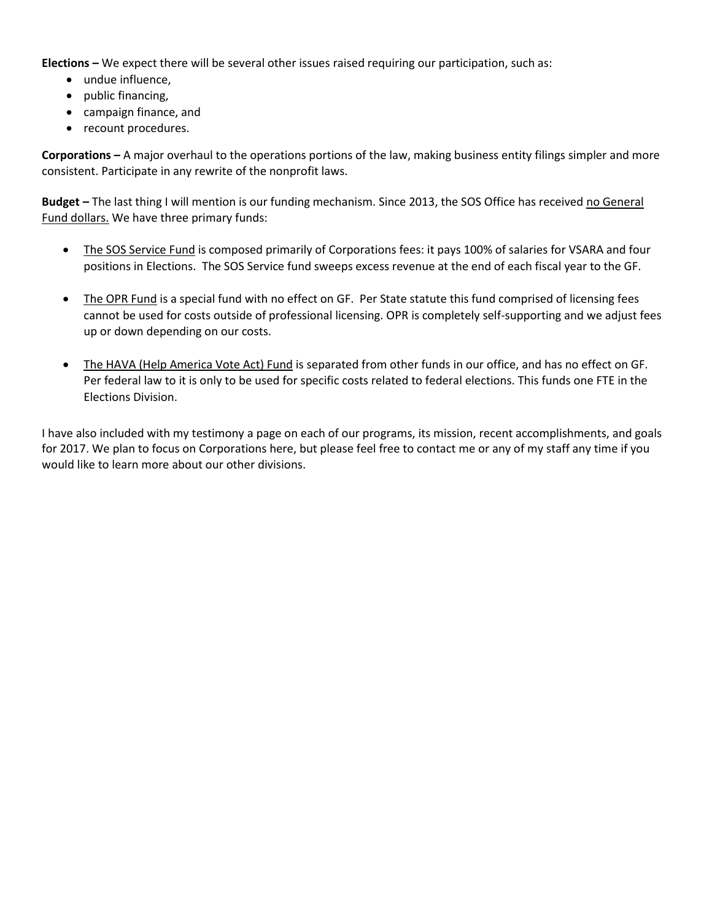**Elections –** We expect there will be several other issues raised requiring our participation, such as:

- undue influence,
- public financing,
- campaign finance, and
- recount procedures.

**Corporations –** A major overhaul to the operations portions of the law, making business entity filings simpler and more consistent. Participate in any rewrite of the nonprofit laws.

**Budget –** The last thing I will mention is our funding mechanism. Since 2013, the SOS Office has received <u>no General Fund dollars.</u> We have three primary funds:

- <u>The SOS Service Fund</u> is composed primarily of Corporations fees: it pays 100% of salaries for VSARA and four positions in Elections. The SOS Service fund sweeps excess revenue at the end of each fiscal year to the GF.

- <u>The OPR Fund</u> is a special fund with no effect on GF. Per State statute this fund comprised of licensing fees cannot be used for costs outside of professional licensing. OPR is completely self-supporting and we adjust fees up or down depending on our costs.

- <u>The HAVA (Help America Vote Act) Fund</u> is separated from other funds in our office, and has no effect on GF. Per federal law to it is only to be used for specific costs related to federal elections. This funds one FTE in the Elections Division.

I have also included with my testimony a page on each of our programs, its mission, recent accomplishments, and goals for 2017. We plan to focus on Corporations here, but please feel free to contact me or any of my staff any time if you would like to learn more about our other divisions.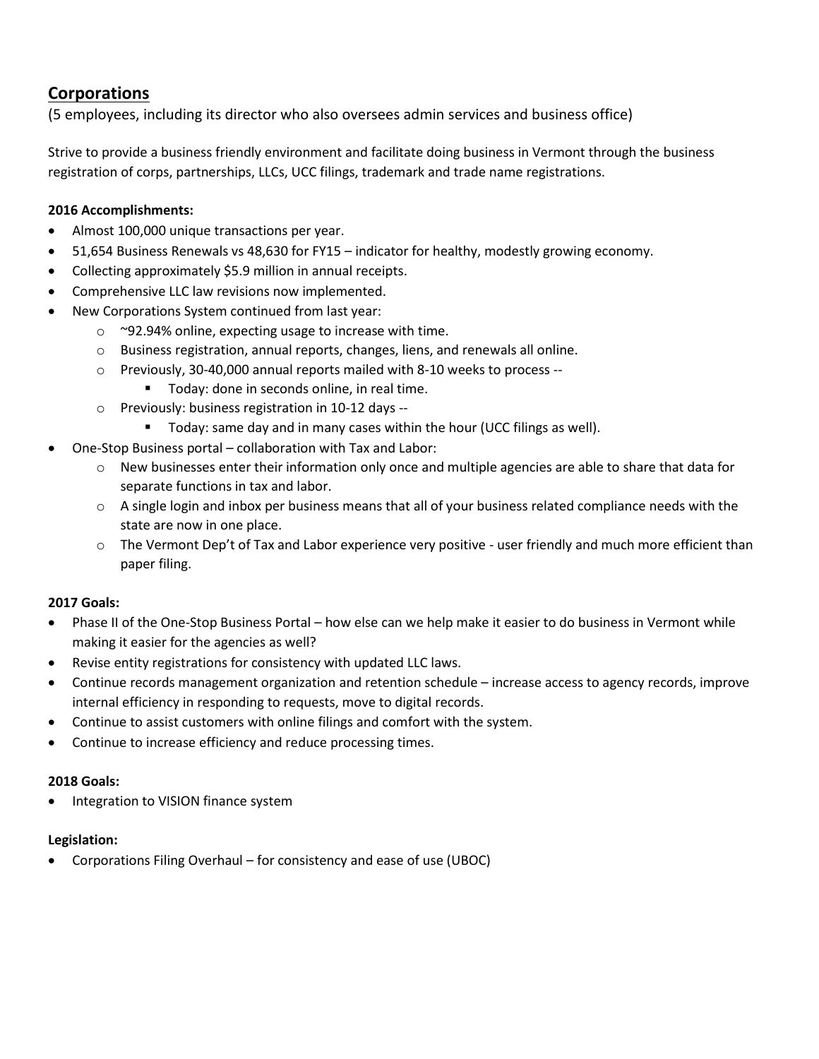## Corporations

(5 employees, including its director who also oversees admin services and business office)

Strive to provide a business friendly environment and facilitate doing business in Vermont through the business registration of corps, partnerships, LLCs, UCC filings, trademark and trade name registrations.

**2016 Accomplishments:**

- Almost 100,000 unique transactions per year.
- 51,654 Business Renewals vs 48,630 for FY15 – indicator for healthy, modestly growing economy.
- Collecting approximately $5.9 million in annual receipts.
- Comprehensive LLC law revisions now implemented.
- New Corporations System continued from last year:
    - ~92.94% online, expecting usage to increase with time.
    - Business registration, annual reports, changes, liens, and renewals all online.
    - Previously, 30-40,000 annual reports mailed with 8-10 weeks to process --
        - Today: done in seconds online, in real time.
    - Previously: business registration in 10-12 days --
        - Today: same day and in many cases within the hour (UCC filings as well).
- One-Stop Business portal – collaboration with Tax and Labor:
    - New businesses enter their information only once and multiple agencies are able to share that data for separate functions in tax and labor.
    - A single login and inbox per business means that all of your business related compliance needs with the state are now in one place.
    - The Vermont Dep't of Tax and Labor experience very positive - user friendly and much more efficient than paper filing.

**2017 Goals:**

- Phase II of the One-Stop Business Portal – how else can we help make it easier to do business in Vermont while making it easier for the agencies as well?
- Revise entity registrations for consistency with updated LLC laws.
- Continue records management organization and retention schedule – increase access to agency records, improve internal efficiency in responding to requests, move to digital records.
- Continue to assist customers with online filings and comfort with the system.
- Continue to increase efficiency and reduce processing times.

**2018 Goals:**

- Integration to VISION finance system

**Legislation:**

- Corporations Filing Overhaul – for consistency and ease of use (UBOC)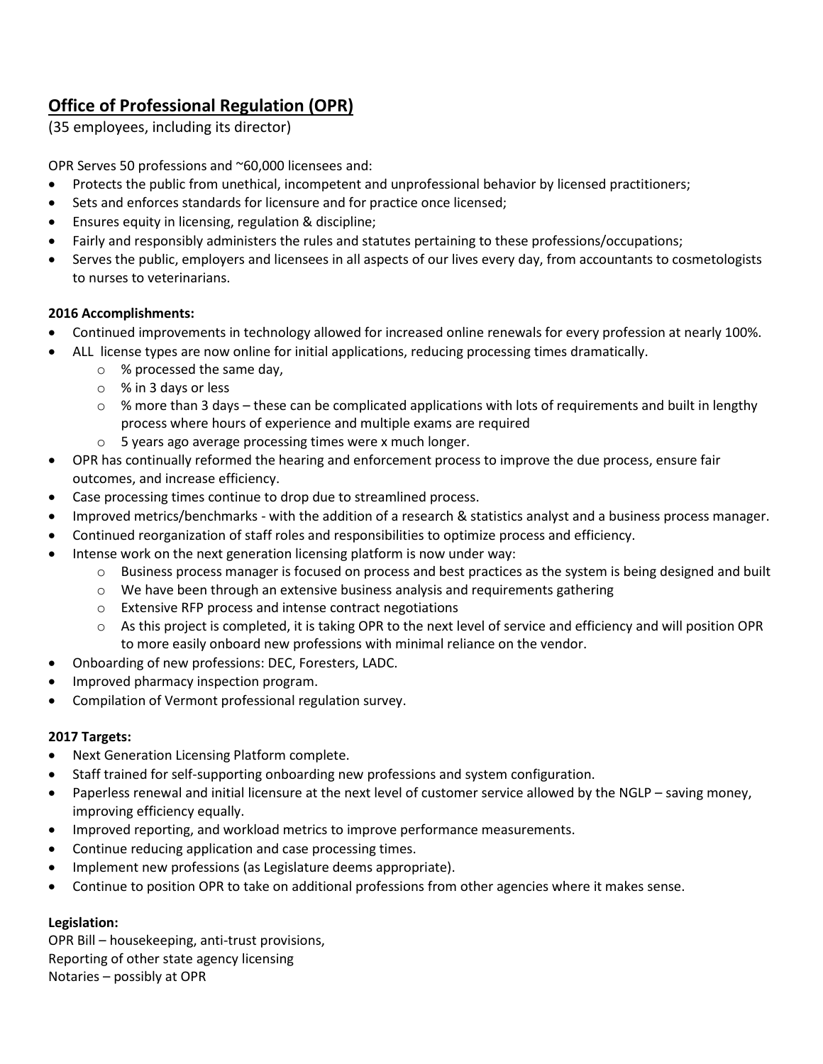## Office of Professional Regulation (OPR)

(35 employees, including its director)

OPR Serves 50 professions and ~60,000 licensees and:

- Protects the public from unethical, incompetent and unprofessional behavior by licensed practitioners;
- Sets and enforces standards for licensure and for practice once licensed;
- Ensures equity in licensing, regulation & discipline;
- Fairly and responsibly administers the rules and statutes pertaining to these professions/occupations;
- Serves the public, employers and licensees in all aspects of our lives every day, from accountants to cosmetologists to nurses to veterinarians.

**2016 Accomplishments:**

- Continued improvements in technology allowed for increased online renewals for every profession at nearly 100%.
- ALL license types are now online for initial applications, reducing processing times dramatically.
  - % processed the same day,
  - % in 3 days or less
  - % more than 3 days – these can be complicated applications with lots of requirements and built in lengthy process where hours of experience and multiple exams are required
  - 5 years ago average processing times were x much longer.
- OPR has continually reformed the hearing and enforcement process to improve the due process, ensure fair outcomes, and increase efficiency.
- Case processing times continue to drop due to streamlined process.
- Improved metrics/benchmarks - with the addition of a research & statistics analyst and a business process manager.
- Continued reorganization of staff roles and responsibilities to optimize process and efficiency.
- Intense work on the next generation licensing platform is now under way:
  - Business process manager is focused on process and best practices as the system is being designed and built
  - We have been through an extensive business analysis and requirements gathering
  - Extensive RFP process and intense contract negotiations
  - As this project is completed, it is taking OPR to the next level of service and efficiency and will position OPR to more easily onboard new professions with minimal reliance on the vendor.
- Onboarding of new professions: DEC, Foresters, LADC.
- Improved pharmacy inspection program.
- Compilation of Vermont professional regulation survey.

**2017 Targets:**

- Next Generation Licensing Platform complete.
- Staff trained for self-supporting onboarding new professions and system configuration.
- Paperless renewal and initial licensure at the next level of customer service allowed by the NGLP – saving money, improving efficiency equally.
- Improved reporting, and workload metrics to improve performance measurements.
- Continue reducing application and case processing times.
- Implement new professions (as Legislature deems appropriate).
- Continue to position OPR to take on additional professions from other agencies where it makes sense.

**Legislation:**

OPR Bill – housekeeping, anti-trust provisions,
Reporting of other state agency licensing
Notaries – possibly at OPR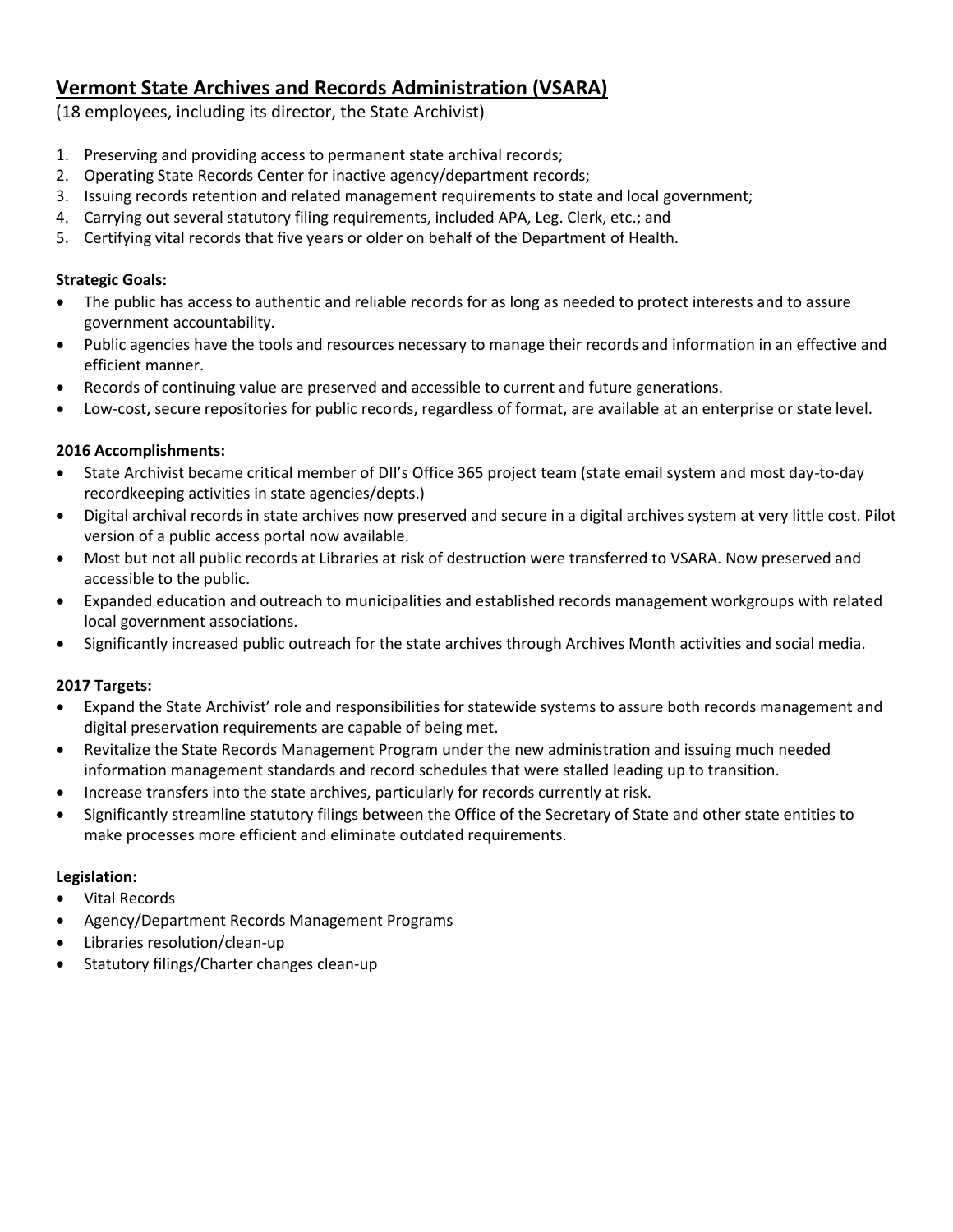## Vermont State Archives and Records Administration (VSARA)

(18 employees, including its director, the State Archivist)

1. Preserving and providing access to permanent state archival records;
2. Operating State Records Center for inactive agency/department records;
3. Issuing records retention and related management requirements to state and local government;
4. Carrying out several statutory filing requirements, included APA, Leg. Clerk, etc.; and
5. Certifying vital records that five years or older on behalf of the Department of Health.

**Strategic Goals:**

- The public has access to authentic and reliable records for as long as needed to protect interests and to assure government accountability.
- Public agencies have the tools and resources necessary to manage their records and information in an effective and efficient manner.
- Records of continuing value are preserved and accessible to current and future generations.
- Low-cost, secure repositories for public records, regardless of format, are available at an enterprise or state level.

**2016 Accomplishments:**

- State Archivist became critical member of DII's Office 365 project team (state email system and most day-to-day recordkeeping activities in state agencies/depts.)
- Digital archival records in state archives now preserved and secure in a digital archives system at very little cost. Pilot version of a public access portal now available.
- Most but not all public records at Libraries at risk of destruction were transferred to VSARA. Now preserved and accessible to the public.
- Expanded education and outreach to municipalities and established records management workgroups with related local government associations.
- Significantly increased public outreach for the state archives through Archives Month activities and social media.

**2017 Targets:**

- Expand the State Archivist' role and responsibilities for statewide systems to assure both records management and digital preservation requirements are capable of being met.
- Revitalize the State Records Management Program under the new administration and issuing much needed information management standards and record schedules that were stalled leading up to transition.
- Increase transfers into the state archives, particularly for records currently at risk.
- Significantly streamline statutory filings between the Office of the Secretary of State and other state entities to make processes more efficient and eliminate outdated requirements.

**Legislation:**

- Vital Records
- Agency/Department Records Management Programs
- Libraries resolution/clean-up
- Statutory filings/Charter changes clean-up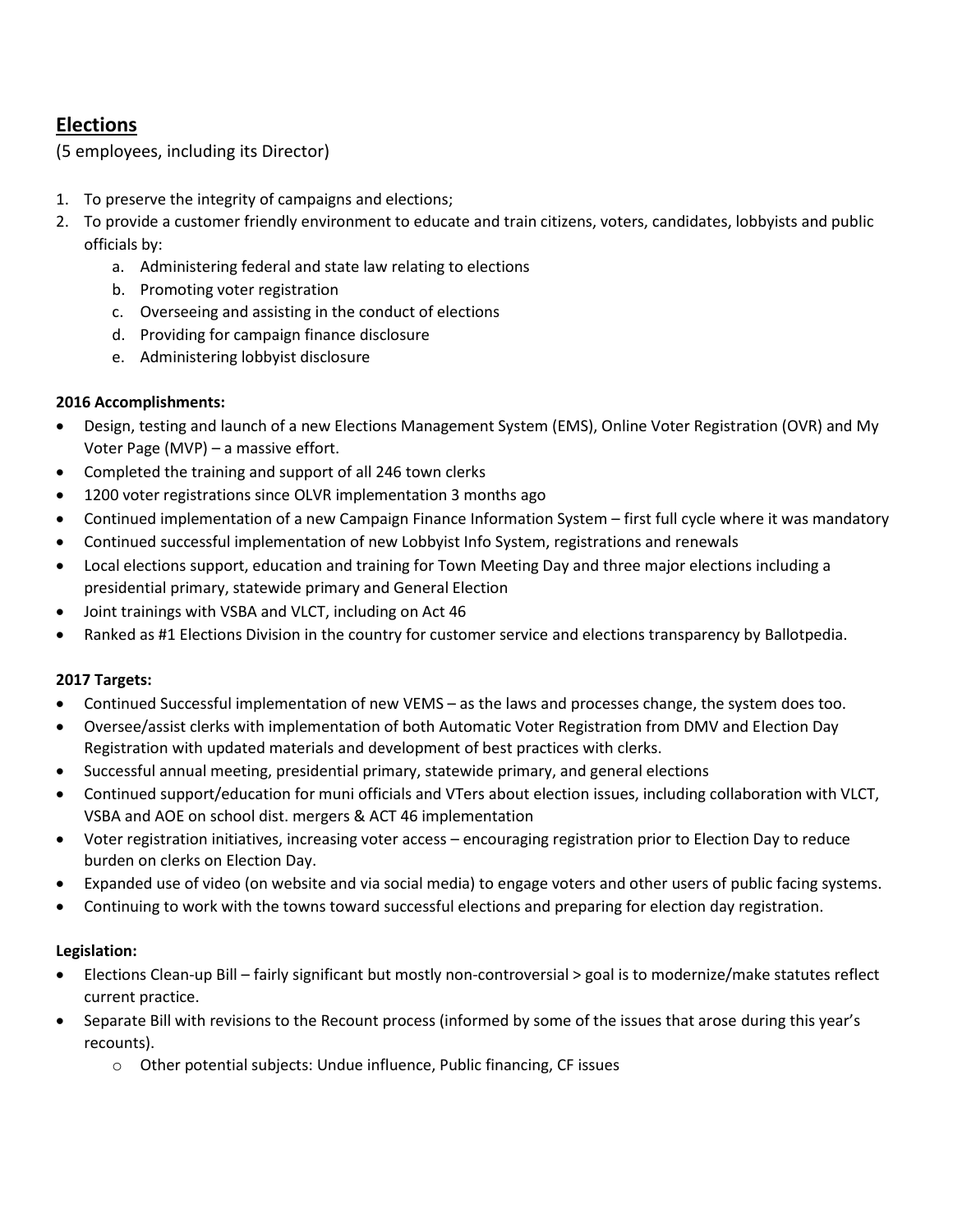## Elections

(5 employees, including its Director)

1. To preserve the integrity of campaigns and elections;
2. To provide a customer friendly environment to educate and train citizens, voters, candidates, lobbyists and public officials by:
    a. Administering federal and state law relating to elections
    b. Promoting voter registration
    c. Overseeing and assisting in the conduct of elections
    d. Providing for campaign finance disclosure
    e. Administering lobbyist disclosure

**2016 Accomplishments:**

- Design, testing and launch of a new Elections Management System (EMS), Online Voter Registration (OVR) and My Voter Page (MVP) – a massive effort.
- Completed the training and support of all 246 town clerks
- 1200 voter registrations since OLVR implementation 3 months ago
- Continued implementation of a new Campaign Finance Information System – first full cycle where it was mandatory
- Continued successful implementation of new Lobbyist Info System, registrations and renewals
- Local elections support, education and training for Town Meeting Day and three major elections including a presidential primary, statewide primary and General Election
- Joint trainings with VSBA and VLCT, including on Act 46
- Ranked as #1 Elections Division in the country for customer service and elections transparency by Ballotpedia.

**2017 Targets:**

- Continued Successful implementation of new VEMS – as the laws and processes change, the system does too.
- Oversee/assist clerks with implementation of both Automatic Voter Registration from DMV and Election Day Registration with updated materials and development of best practices with clerks.
- Successful annual meeting, presidential primary, statewide primary, and general elections
- Continued support/education for muni officials and VTers about election issues, including collaboration with VLCT, VSBA and AOE on school dist. mergers & ACT 46 implementation
- Voter registration initiatives, increasing voter access – encouraging registration prior to Election Day to reduce burden on clerks on Election Day.
- Expanded use of video (on website and via social media) to engage voters and other users of public facing systems.
- Continuing to work with the towns toward successful elections and preparing for election day registration.

**Legislation:**

- Elections Clean-up Bill – fairly significant but mostly non-controversial > goal is to modernize/make statutes reflect current practice.
- Separate Bill with revisions to the Recount process (informed by some of the issues that arose during this year's recounts).
    - Other potential subjects: Undue influence, Public financing, CF issues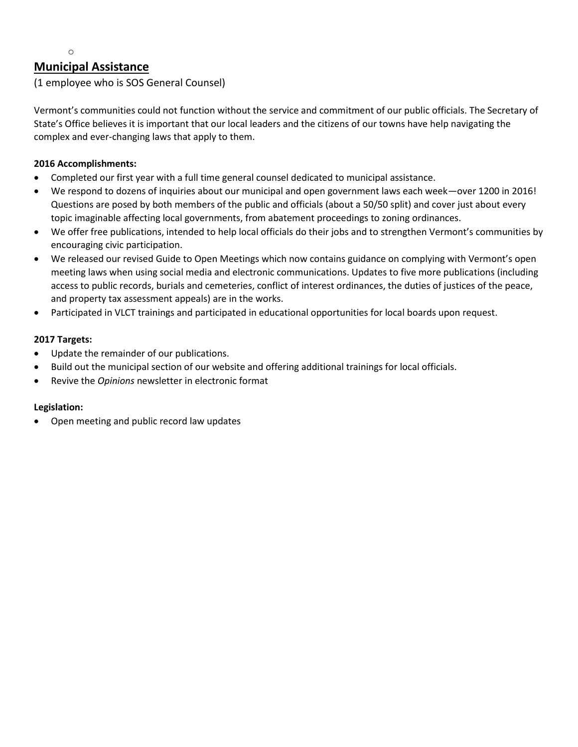o

## Municipal Assistance

(1 employee who is SOS General Counsel)

Vermont's communities could not function without the service and commitment of our public officials. The Secretary of State's Office believes it is important that our local leaders and the citizens of our towns have help navigating the complex and ever-changing laws that apply to them.

**2016 Accomplishments:**

- Completed our first year with a full time general counsel dedicated to municipal assistance.
- We respond to dozens of inquiries about our municipal and open government laws each week—over 1200 in 2016! Questions are posed by both members of the public and officials (about a 50/50 split) and cover just about every topic imaginable affecting local governments, from abatement proceedings to zoning ordinances.
- We offer free publications, intended to help local officials do their jobs and to strengthen Vermont's communities by encouraging civic participation.
- We released our revised Guide to Open Meetings which now contains guidance on complying with Vermont's open meeting laws when using social media and electronic communications. Updates to five more publications (including access to public records, burials and cemeteries, conflict of interest ordinances, the duties of justices of the peace, and property tax assessment appeals) are in the works.
- Participated in VLCT trainings and participated in educational opportunities for local boards upon request.

**2017 Targets:**

- Update the remainder of our publications.
- Build out the municipal section of our website and offering additional trainings for local officials.
- Revive the *Opinions* newsletter in electronic format

**Legislation:**

- Open meeting and public record law updates